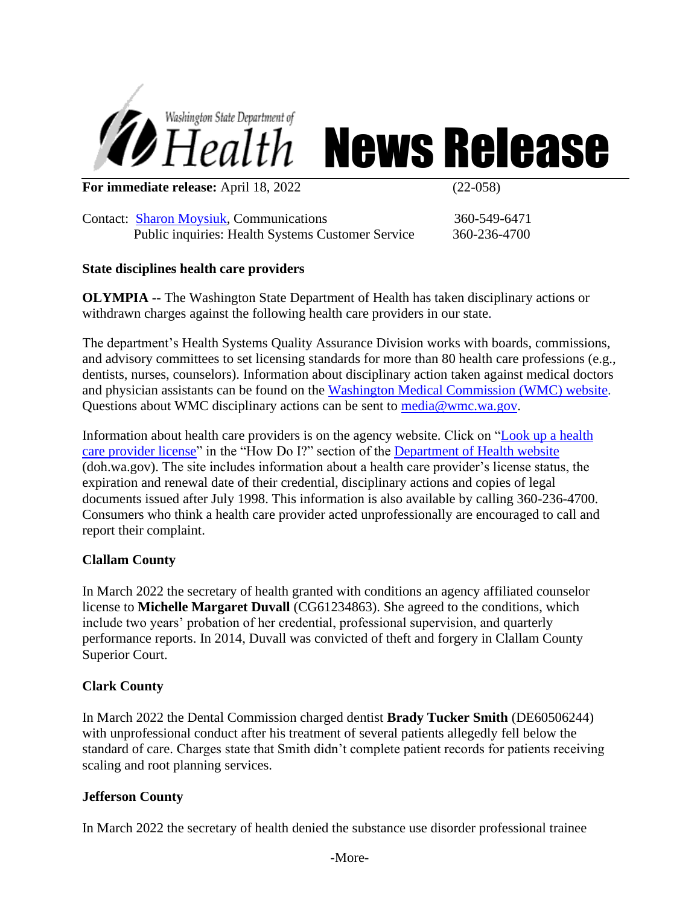Washington State Department of Health **News Release**

**For immediate release:** April 18, 2022 (22-058)

Contact: [Sharon Moysiuk](), Communications 360-549-6471
Public inquiries: Health Systems Customer Service 360-236-4700

**State disciplines health care providers**

**OLYMPIA** -- The Washington State Department of Health has taken disciplinary actions or withdrawn charges against the following health care providers in our state.

The department's Health Systems Quality Assurance Division works with boards, commissions, and advisory committees to set licensing standards for more than 80 health care professions (e.g., dentists, nurses, counselors). Information about disciplinary action taken against medical doctors and physician assistants can be found on the Washington Medical Commission (WMC) website. Questions about WMC disciplinary actions can be sent to media@wmc.wa.gov.

Information about health care providers is on the agency website. Click on "Look up a health care provider license" in the "How Do I?" section of the Department of Health website (doh.wa.gov). The site includes information about a health care provider's license status, the expiration and renewal date of their credential, disciplinary actions and copies of legal documents issued after July 1998. This information is also available by calling 360-236-4700. Consumers who think a health care provider acted unprofessionally are encouraged to call and report their complaint.

**Clallam County**

In March 2022 the secretary of health granted with conditions an agency affiliated counselor license to **Michelle Margaret Duvall** (CG61234863). She agreed to the conditions, which include two years' probation of her credential, professional supervision, and quarterly performance reports. In 2014, Duvall was convicted of theft and forgery in Clallam County Superior Court.

**Clark County**

In March 2022 the Dental Commission charged dentist **Brady Tucker Smith** (DE60506244) with unprofessional conduct after his treatment of several patients allegedly fell below the standard of care. Charges state that Smith didn't complete patient records for patients receiving scaling and root planning services.

**Jefferson County**

In March 2022 the secretary of health denied the substance use disorder professional trainee

-More-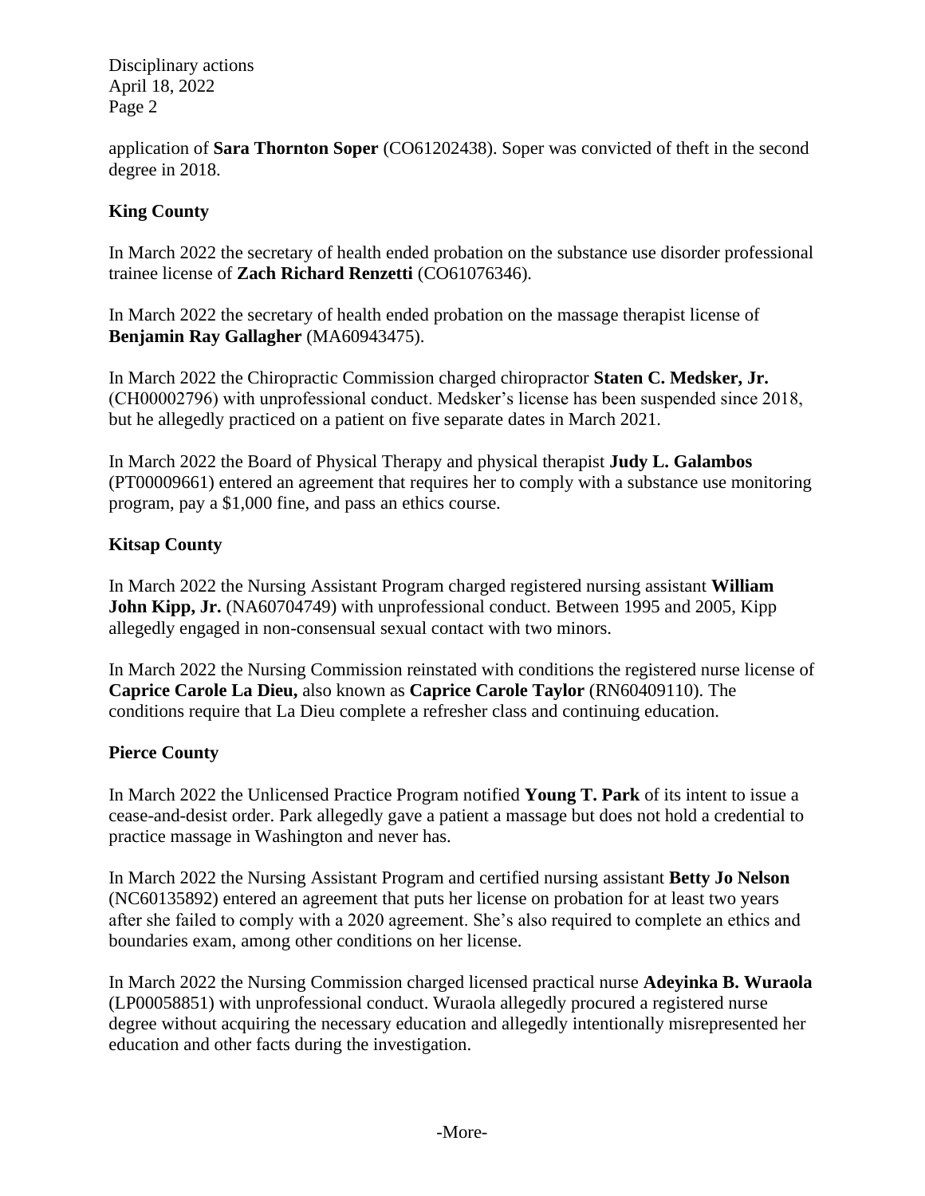application of **Sara Thornton Soper** (CO61202438). Soper was convicted of theft in the second degree in 2018.

**King County**

In March 2022 the secretary of health ended probation on the substance use disorder professional trainee license of **Zach Richard Renzetti** (CO61076346).

In March 2022 the secretary of health ended probation on the massage therapist license of **Benjamin Ray Gallagher** (MA60943475).

In March 2022 the Chiropractic Commission charged chiropractor **Staten C. Medsker, Jr.** (CH00002796) with unprofessional conduct. Medsker's license has been suspended since 2018, but he allegedly practiced on a patient on five separate dates in March 2021.

In March 2022 the Board of Physical Therapy and physical therapist **Judy L. Galambos** (PT00009661) entered an agreement that requires her to comply with a substance use monitoring program, pay a $1,000 fine, and pass an ethics course.

**Kitsap County**

In March 2022 the Nursing Assistant Program charged registered nursing assistant **William John Kipp, Jr.** (NA60704749) with unprofessional conduct. Between 1995 and 2005, Kipp allegedly engaged in non-consensual sexual contact with two minors.

In March 2022 the Nursing Commission reinstated with conditions the registered nurse license of **Caprice Carole La Dieu,** also known as **Caprice Carole Taylor** (RN60409110). The conditions require that La Dieu complete a refresher class and continuing education.

**Pierce County**

In March 2022 the Unlicensed Practice Program notified **Young T. Park** of its intent to issue a cease-and-desist order. Park allegedly gave a patient a massage but does not hold a credential to practice massage in Washington and never has.

In March 2022 the Nursing Assistant Program and certified nursing assistant **Betty Jo Nelson** (NC60135892) entered an agreement that puts her license on probation for at least two years after she failed to comply with a 2020 agreement. She's also required to complete an ethics and boundaries exam, among other conditions on her license.

In March 2022 the Nursing Commission charged licensed practical nurse **Adeyinka B. Wuraola** (LP00058851) with unprofessional conduct. Wuraola allegedly procured a registered nurse degree without acquiring the necessary education and allegedly intentionally misrepresented her education and other facts during the investigation.

-More-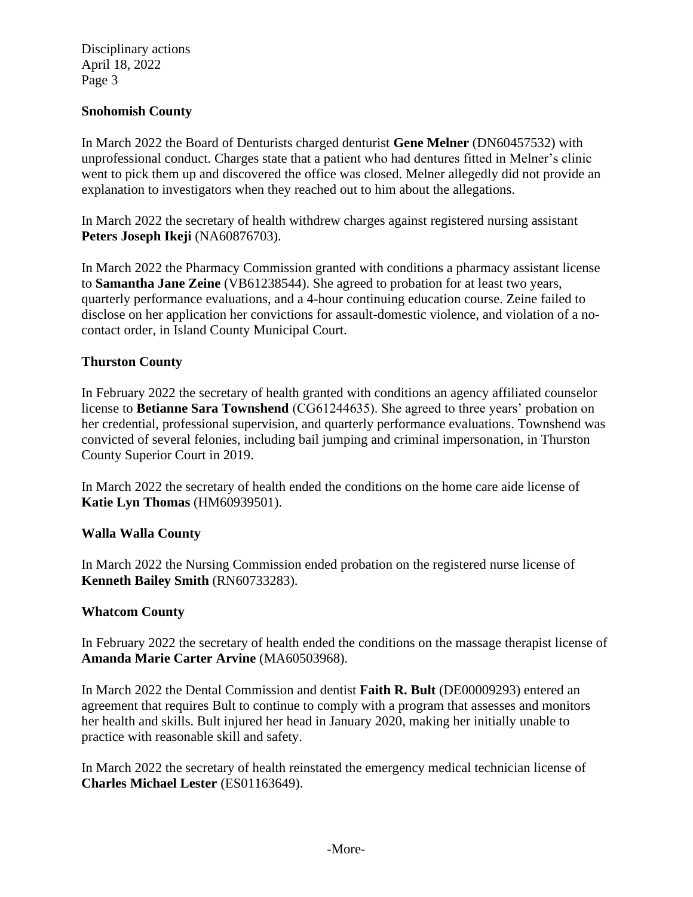## Snohomish County

In March 2022 the Board of Denturists charged denturist **Gene Melner** (DN60457532) with unprofessional conduct. Charges state that a patient who had dentures fitted in Melner's clinic went to pick them up and discovered the office was closed. Melner allegedly did not provide an explanation to investigators when they reached out to him about the allegations.

In March 2022 the secretary of health withdrew charges against registered nursing assistant **Peters Joseph Ikeji** (NA60876703).

In March 2022 the Pharmacy Commission granted with conditions a pharmacy assistant license to **Samantha Jane Zeine** (VB61238544). She agreed to probation for at least two years, quarterly performance evaluations, and a 4-hour continuing education course. Zeine failed to disclose on her application her convictions for assault-domestic violence, and violation of a no-contact order, in Island County Municipal Court.

## Thurston County

In February 2022 the secretary of health granted with conditions an agency affiliated counselor license to **Betianne Sara Townshend** (CG61244635). She agreed to three years' probation on her credential, professional supervision, and quarterly performance evaluations. Townshend was convicted of several felonies, including bail jumping and criminal impersonation, in Thurston County Superior Court in 2019.

In March 2022 the secretary of health ended the conditions on the home care aide license of **Katie Lyn Thomas** (HM60939501).

## Walla Walla County

In March 2022 the Nursing Commission ended probation on the registered nurse license of **Kenneth Bailey Smith** (RN60733283).

## Whatcom County

In February 2022 the secretary of health ended the conditions on the massage therapist license of **Amanda Marie Carter Arvine** (MA60503968).

In March 2022 the Dental Commission and dentist **Faith R. Bult** (DE00009293) entered an agreement that requires Bult to continue to comply with a program that assesses and monitors her health and skills. Bult injured her head in January 2020, making her initially unable to practice with reasonable skill and safety.

In March 2022 the secretary of health reinstated the emergency medical technician license of **Charles Michael Lester** (ES01163649).

-More-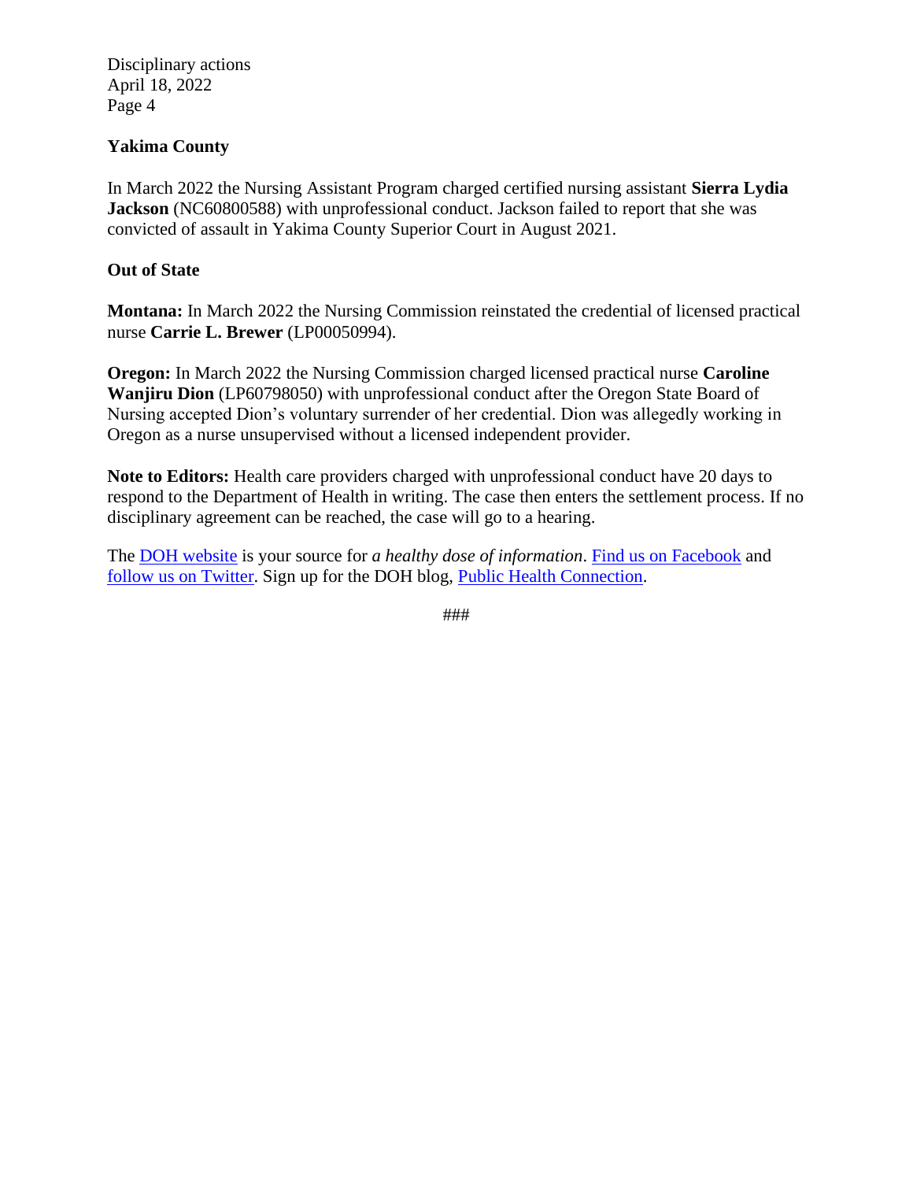**Yakima County**

In March 2022 the Nursing Assistant Program charged certified nursing assistant **Sierra Lydia Jackson** (NC60800588) with unprofessional conduct. Jackson failed to report that she was convicted of assault in Yakima County Superior Court in August 2021.

**Out of State**

**Montana:** In March 2022 the Nursing Commission reinstated the credential of licensed practical nurse **Carrie L. Brewer** (LP00050994).

**Oregon:** In March 2022 the Nursing Commission charged licensed practical nurse **Caroline Wanjiru Dion** (LP60798050) with unprofessional conduct after the Oregon State Board of Nursing accepted Dion's voluntary surrender of her credential. Dion was allegedly working in Oregon as a nurse unsupervised without a licensed independent provider.

**Note to Editors:** Health care providers charged with unprofessional conduct have 20 days to respond to the Department of Health in writing. The case then enters the settlement process. If no disciplinary agreement can be reached, the case will go to a hearing.

The DOH website is your source for *a healthy dose of information*. Find us on Facebook and follow us on Twitter. Sign up for the DOH blog, Public Health Connection.

###